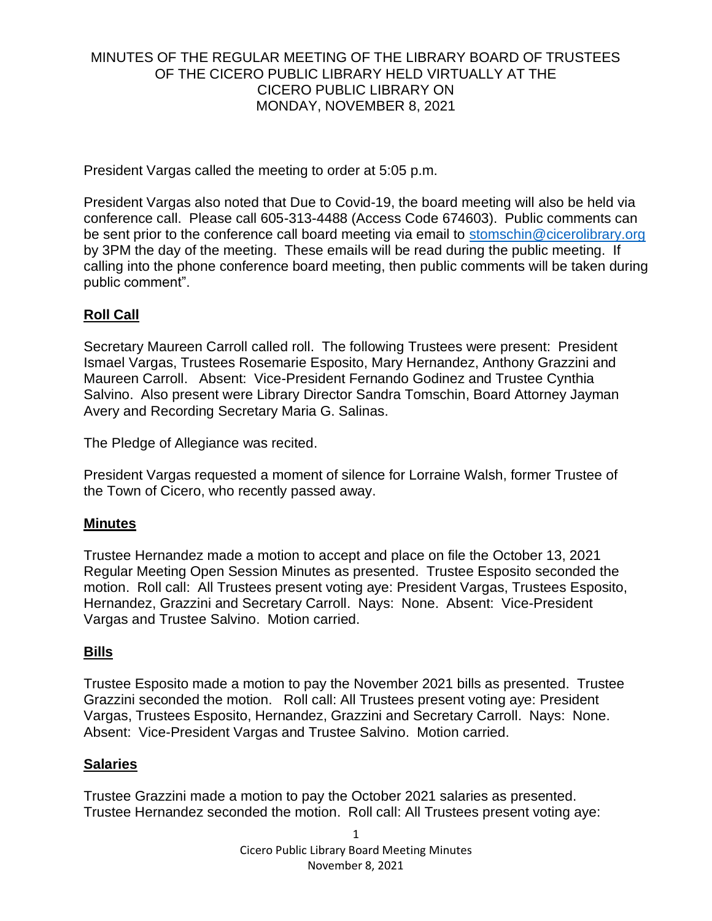# MINUTES OF THE REGULAR MEETING OF THE LIBRARY BOARD OF TRUSTEES OF THE CICERO PUBLIC LIBRARY HELD VIRTUALLY AT THE CICERO PUBLIC LIBRARY ON MONDAY, NOVEMBER 8, 2021

President Vargas called the meeting to order at 5:05 p.m.

President Vargas also noted that Due to Covid-19, the board meeting will also be held via conference call. Please call 605-313-4488 (Access Code 674603). Public comments can be sent prior to the conference call board meeting via email to stomschin@cicerolibrary.org by 3PM the day of the meeting. These emails will be read during the public meeting. If calling into the phone conference board meeting, then public comments will be taken during public comment".

## Roll Call

Secretary Maureen Carroll called roll. The following Trustees were present: President Ismael Vargas, Trustees Rosemarie Esposito, Mary Hernandez, Anthony Grazzini and Maureen Carroll. Absent: Vice-President Fernando Godinez and Trustee Cynthia Salvino. Also present were Library Director Sandra Tomschin, Board Attorney Jayman Avery and Recording Secretary Maria G. Salinas.

The Pledge of Allegiance was recited.

President Vargas requested a moment of silence for Lorraine Walsh, former Trustee of the Town of Cicero, who recently passed away.

## Minutes

Trustee Hernandez made a motion to accept and place on file the October 13, 2021 Regular Meeting Open Session Minutes as presented. Trustee Esposito seconded the motion. Roll call: All Trustees present voting aye: President Vargas, Trustees Esposito, Hernandez, Grazzini and Secretary Carroll. Nays: None. Absent: Vice-President Vargas and Trustee Salvino. Motion carried.

## Bills

Trustee Esposito made a motion to pay the November 2021 bills as presented. Trustee Grazzini seconded the motion. Roll call: All Trustees present voting aye: President Vargas, Trustees Esposito, Hernandez, Grazzini and Secretary Carroll. Nays: None. Absent: Vice-President Vargas and Trustee Salvino. Motion carried.

## Salaries

Trustee Grazzini made a motion to pay the October 2021 salaries as presented. Trustee Hernandez seconded the motion. Roll call: All Trustees present voting aye: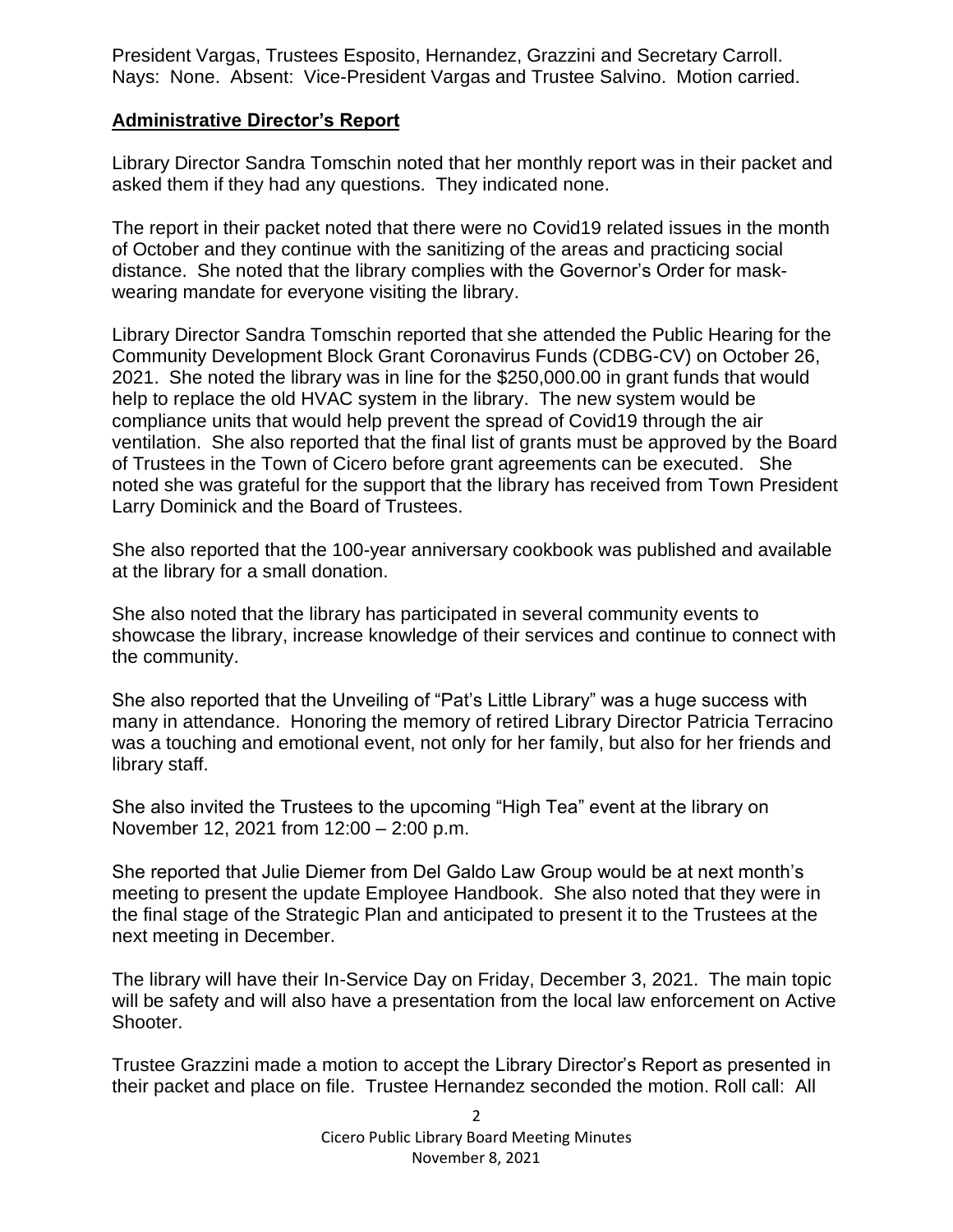President Vargas, Trustees Esposito, Hernandez, Grazzini and Secretary Carroll. Nays: None. Absent: Vice-President Vargas and Trustee Salvino. Motion carried.

## **Administrative Director's Report**

Library Director Sandra Tomschin noted that her monthly report was in their packet and asked them if they had any questions. They indicated none.

The report in their packet noted that there were no Covid19 related issues in the month of October and they continue with the sanitizing of the areas and practicing social distance. She noted that the library complies with the Governor's Order for mask-wearing mandate for everyone visiting the library.

Library Director Sandra Tomschin reported that she attended the Public Hearing for the Community Development Block Grant Coronavirus Funds (CDBG-CV) on October 26, 2021. She noted the library was in line for the $250,000.00 in grant funds that would help to replace the old HVAC system in the library. The new system would be compliance units that would help prevent the spread of Covid19 through the air ventilation. She also reported that the final list of grants must be approved by the Board of Trustees in the Town of Cicero before grant agreements can be executed. She noted she was grateful for the support that the library has received from Town President Larry Dominick and the Board of Trustees.

She also reported that the 100-year anniversary cookbook was published and available at the library for a small donation.

She also noted that the library has participated in several community events to showcase the library, increase knowledge of their services and continue to connect with the community.

She also reported that the Unveiling of "Pat's Little Library" was a huge success with many in attendance. Honoring the memory of retired Library Director Patricia Terracino was a touching and emotional event, not only for her family, but also for her friends and library staff.

She also invited the Trustees to the upcoming "High Tea" event at the library on November 12, 2021 from 12:00 – 2:00 p.m.

She reported that Julie Diemer from Del Galdo Law Group would be at next month's meeting to present the update Employee Handbook. She also noted that they were in the final stage of the Strategic Plan and anticipated to present it to the Trustees at the next meeting in December.

The library will have their In-Service Day on Friday, December 3, 2021. The main topic will be safety and will also have a presentation from the local law enforcement on Active Shooter.

Trustee Grazzini made a motion to accept the Library Director's Report as presented in their packet and place on file. Trustee Hernandez seconded the motion. Roll call: All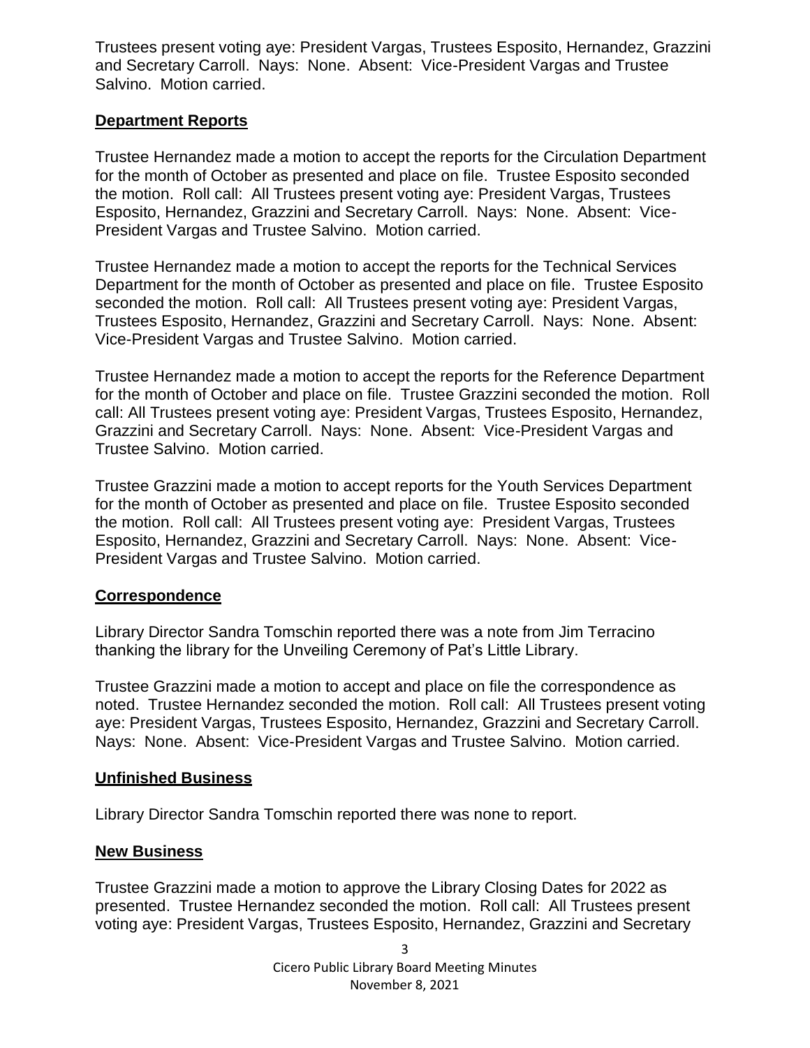Trustees present voting aye: President Vargas, Trustees Esposito, Hernandez, Grazzini and Secretary Carroll. Nays: None. Absent: Vice-President Vargas and Trustee Salvino. Motion carried.

## Department Reports

Trustee Hernandez made a motion to accept the reports for the Circulation Department for the month of October as presented and place on file. Trustee Esposito seconded the motion. Roll call: All Trustees present voting aye: President Vargas, Trustees Esposito, Hernandez, Grazzini and Secretary Carroll. Nays: None. Absent: Vice-President Vargas and Trustee Salvino. Motion carried.

Trustee Hernandez made a motion to accept the reports for the Technical Services Department for the month of October as presented and place on file. Trustee Esposito seconded the motion. Roll call: All Trustees present voting aye: President Vargas, Trustees Esposito, Hernandez, Grazzini and Secretary Carroll. Nays: None. Absent: Vice-President Vargas and Trustee Salvino. Motion carried.

Trustee Hernandez made a motion to accept the reports for the Reference Department for the month of October and place on file. Trustee Grazzini seconded the motion. Roll call: All Trustees present voting aye: President Vargas, Trustees Esposito, Hernandez, Grazzini and Secretary Carroll. Nays: None. Absent: Vice-President Vargas and Trustee Salvino. Motion carried.

Trustee Grazzini made a motion to accept reports for the Youth Services Department for the month of October as presented and place on file. Trustee Esposito seconded the motion. Roll call: All Trustees present voting aye: President Vargas, Trustees Esposito, Hernandez, Grazzini and Secretary Carroll. Nays: None. Absent: Vice-President Vargas and Trustee Salvino. Motion carried.

## Correspondence

Library Director Sandra Tomschin reported there was a note from Jim Terracino thanking the library for the Unveiling Ceremony of Pat's Little Library.

Trustee Grazzini made a motion to accept and place on file the correspondence as noted. Trustee Hernandez seconded the motion. Roll call: All Trustees present voting aye: President Vargas, Trustees Esposito, Hernandez, Grazzini and Secretary Carroll. Nays: None. Absent: Vice-President Vargas and Trustee Salvino. Motion carried.

## Unfinished Business

Library Director Sandra Tomschin reported there was none to report.

## New Business

Trustee Grazzini made a motion to approve the Library Closing Dates for 2022 as presented. Trustee Hernandez seconded the motion. Roll call: All Trustees present voting aye: President Vargas, Trustees Esposito, Hernandez, Grazzini and Secretary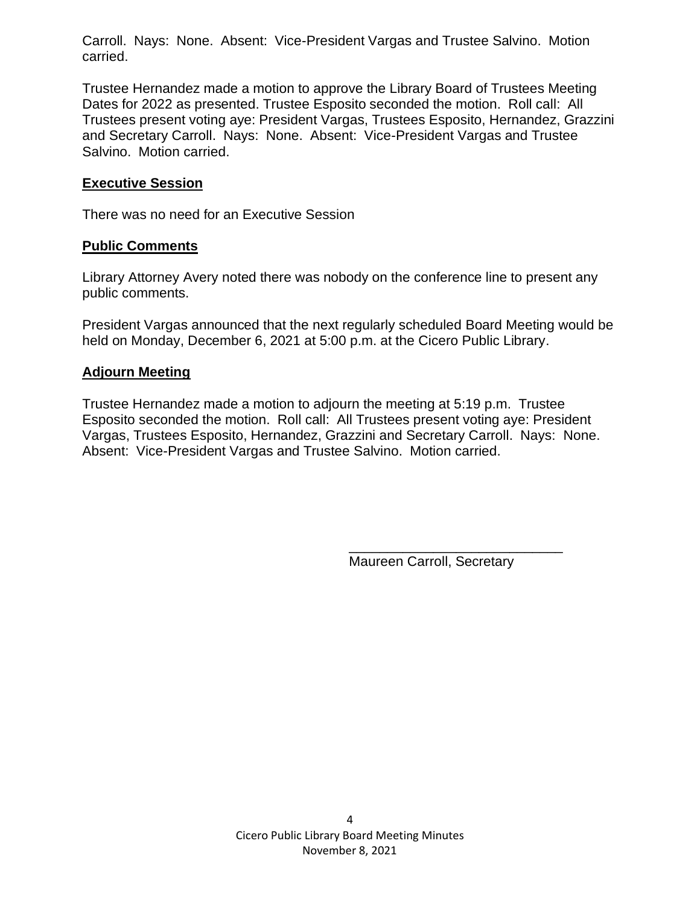Carroll. Nays: None. Absent: Vice-President Vargas and Trustee Salvino. Motion carried.

Trustee Hernandez made a motion to approve the Library Board of Trustees Meeting Dates for 2022 as presented. Trustee Esposito seconded the motion. Roll call: All Trustees present voting aye: President Vargas, Trustees Esposito, Hernandez, Grazzini and Secretary Carroll. Nays: None. Absent: Vice-President Vargas and Trustee Salvino. Motion carried.

**Executive Session**

There was no need for an Executive Session

**Public Comments**

Library Attorney Avery noted there was nobody on the conference line to present any public comments.

President Vargas announced that the next regularly scheduled Board Meeting would be held on Monday, December 6, 2021 at 5:00 p.m. at the Cicero Public Library.

**Adjourn Meeting**

Trustee Hernandez made a motion to adjourn the meeting at 5:19 p.m. Trustee Esposito seconded the motion. Roll call: All Trustees present voting aye: President Vargas, Trustees Esposito, Hernandez, Grazzini and Secretary Carroll. Nays: None. Absent: Vice-President Vargas and Trustee Salvino. Motion carried.

\_\_\_\_\_\_\_\_\_\_\_\_\_\_\_\_\_\_\_\_\_\_\_\_\_\_\_\_\_\_

Maureen Carroll, Secretary